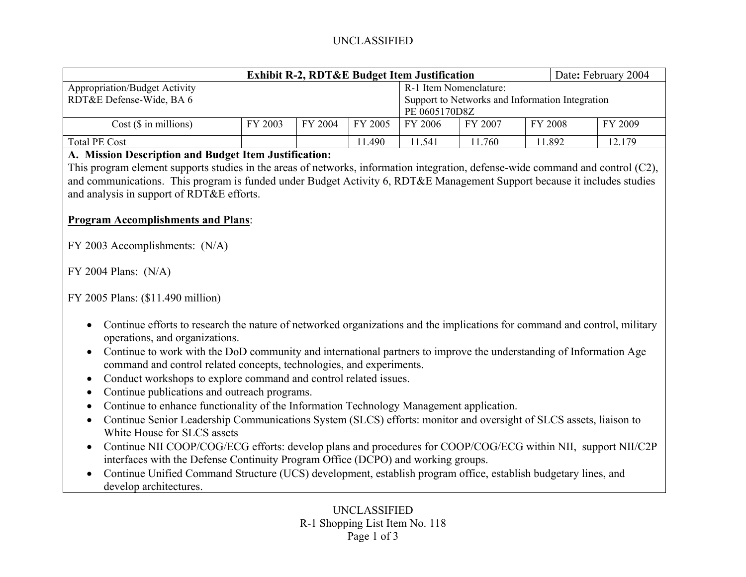UNCLASSIFIED

| Exhibit R-2, RDT&E Budget Item Justification | | | | Date: February 2004 | | | |
|---|---|---|---|---|---|---|---|
| Appropriation/Budget Activity<br>RDT&E Defense-Wide, BA 6 | | | | R-1 Item Nomenclature:<br>Support to Networks and Information Integration<br>PE 0605170D8Z | | | |
| Cost ($ in millions) | FY 2003 | FY 2004 | FY 2005 | FY 2006 | FY 2007 | FY 2008 | FY 2009 |
| Total PE Cost | | | 11.490 | 11.541 | 11.760 | 11.892 | 12.179 |

**A. Mission Description and Budget Item Justification:**

This program element supports studies in the areas of networks, information integration, defense-wide command and control (C2), and communications. This program is funded under Budget Activity 6, RDT&E Management Support because it includes studies and analysis in support of RDT&E efforts.

**Program Accomplishments and Plans**:

FY 2003 Accomplishments: (N/A)

FY 2004 Plans: (N/A)

FY 2005 Plans: ($11.490 million)

- Continue efforts to research the nature of networked organizations and the implications for command and control, military operations, and organizations.
- Continue to work with the DoD community and international partners to improve the understanding of Information Age command and control related concepts, technologies, and experiments.
- Conduct workshops to explore command and control related issues.
- Continue publications and outreach programs.
- Continue to enhance functionality of the Information Technology Management application.
- Continue Senior Leadership Communications System (SLCS) efforts: monitor and oversight of SLCS assets, liaison to White House for SLCS assets
- Continue NII COOP/COG/ECG efforts: develop plans and procedures for COOP/COG/ECG within NII, support NII/C2P interfaces with the Defense Continuity Program Office (DCPO) and working groups.
- Continue Unified Command Structure (UCS) development, establish program office, establish budgetary lines, and develop architectures.

UNCLASSIFIED
R-1 Shopping List Item No. 118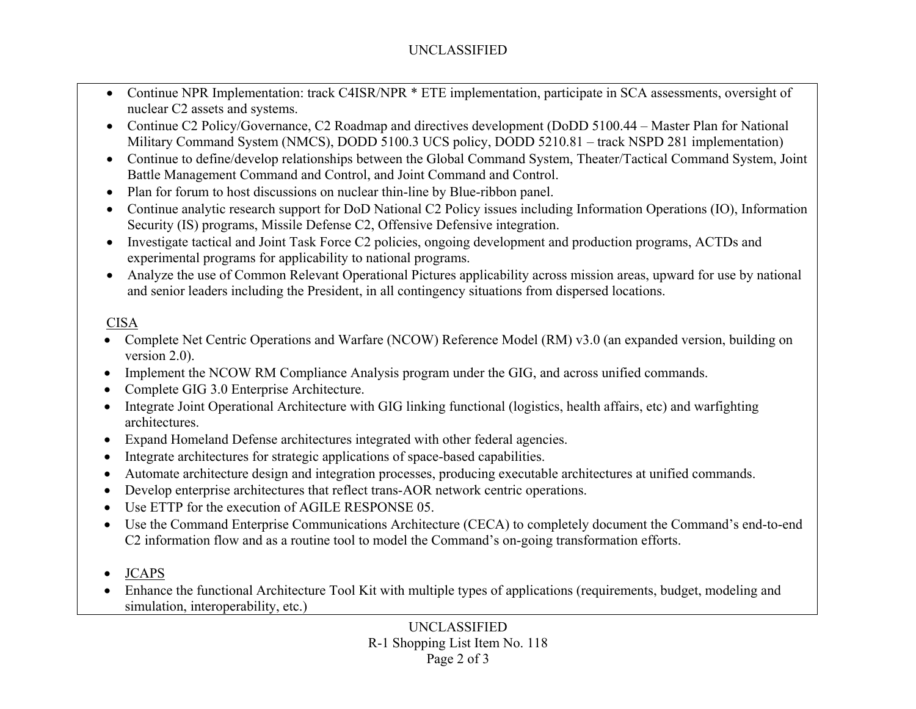- Continue NPR Implementation: track C4ISR/NPR * ETE implementation, participate in SCA assessments, oversight of nuclear C2 assets and systems.
- Continue C2 Policy/Governance, C2 Roadmap and directives development (DoDD 5100.44 – Master Plan for National Military Command System (NMCS), DODD 5100.3 UCS policy, DODD 5210.81 – track NSPD 281 implementation)
- Continue to define/develop relationships between the Global Command System, Theater/Tactical Command System, Joint Battle Management Command and Control, and Joint Command and Control.
- Plan for forum to host discussions on nuclear thin-line by Blue-ribbon panel.
- Continue analytic research support for DoD National C2 Policy issues including Information Operations (IO), Information Security (IS) programs, Missile Defense C2, Offensive Defensive integration.
- Investigate tactical and Joint Task Force C2 policies, ongoing development and production programs, ACTDs and experimental programs for applicability to national programs.
- Analyze the use of Common Relevant Operational Pictures applicability across mission areas, upward for use by national and senior leaders including the President, in all contingency situations from dispersed locations.

<u>CISA</u>

- Complete Net Centric Operations and Warfare (NCOW) Reference Model (RM) v3.0 (an expanded version, building on version 2.0).
- Implement the NCOW RM Compliance Analysis program under the GIG, and across unified commands.
- Complete GIG 3.0 Enterprise Architecture.
- Integrate Joint Operational Architecture with GIG linking functional (logistics, health affairs, etc) and warfighting architectures.
- Expand Homeland Defense architectures integrated with other federal agencies.
- Integrate architectures for strategic applications of space-based capabilities.
- Automate architecture design and integration processes, producing executable architectures at unified commands.
- Develop enterprise architectures that reflect trans-AOR network centric operations.
- Use ETTP for the execution of AGILE RESPONSE 05.
- Use the Command Enterprise Communications Architecture (CECA) to completely document the Command's end-to-end C2 information flow and as a routine tool to model the Command's on-going transformation efforts.

- <u>JCAPS</u>
- Enhance the functional Architecture Tool Kit with multiple types of applications (requirements, budget, modeling and simulation, interoperability, etc.)

R-1 Shopping List Item No. 118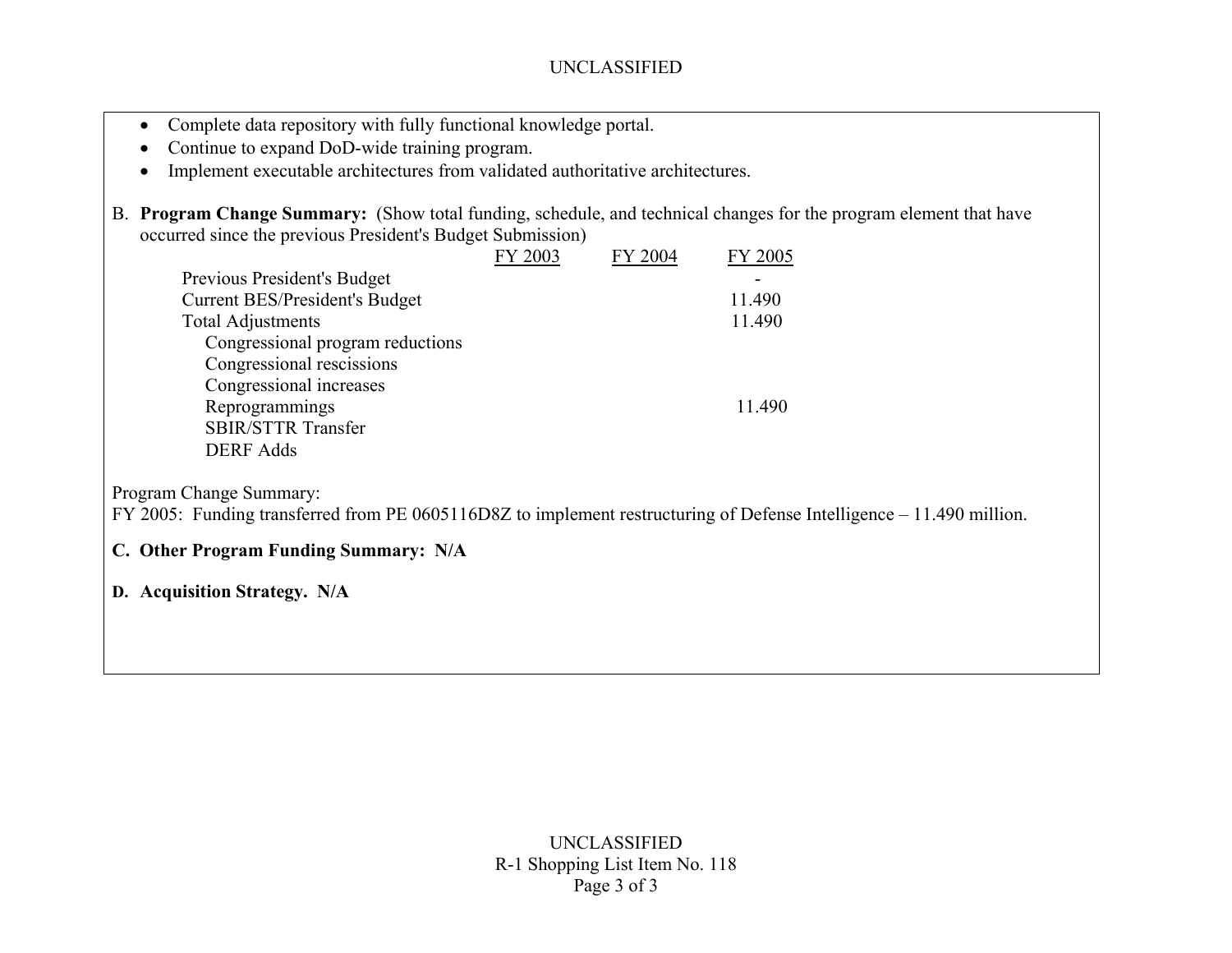- Complete data repository with fully functional knowledge portal.
- Continue to expand DoD-wide training program.
- Implement executable architectures from validated authoritative architectures.

B. **Program Change Summary:** (Show total funding, schedule, and technical changes for the program element that have occurred since the previous President's Budget Submission)

| | FY 2003 | FY 2004 | FY 2005 |
|---|---|---|---|
| Previous President's Budget | | | - |
| Current BES/President's Budget | | | 11.490 |
| Total Adjustments | | | 11.490 |
| Congressional program reductions | | | |
| Congressional rescissions | | | |
| Congressional increases | | | |
| Reprogrammings | | | 11.490 |
| SBIR/STTR Transfer | | | |
| DERF Adds | | | |

Program Change Summary:
FY 2005: Funding transferred from PE 0605116D8Z to implement restructuring of Defense Intelligence – 11.490 million.

**C. Other Program Funding Summary: N/A**

**D. Acquisition Strategy. N/A**